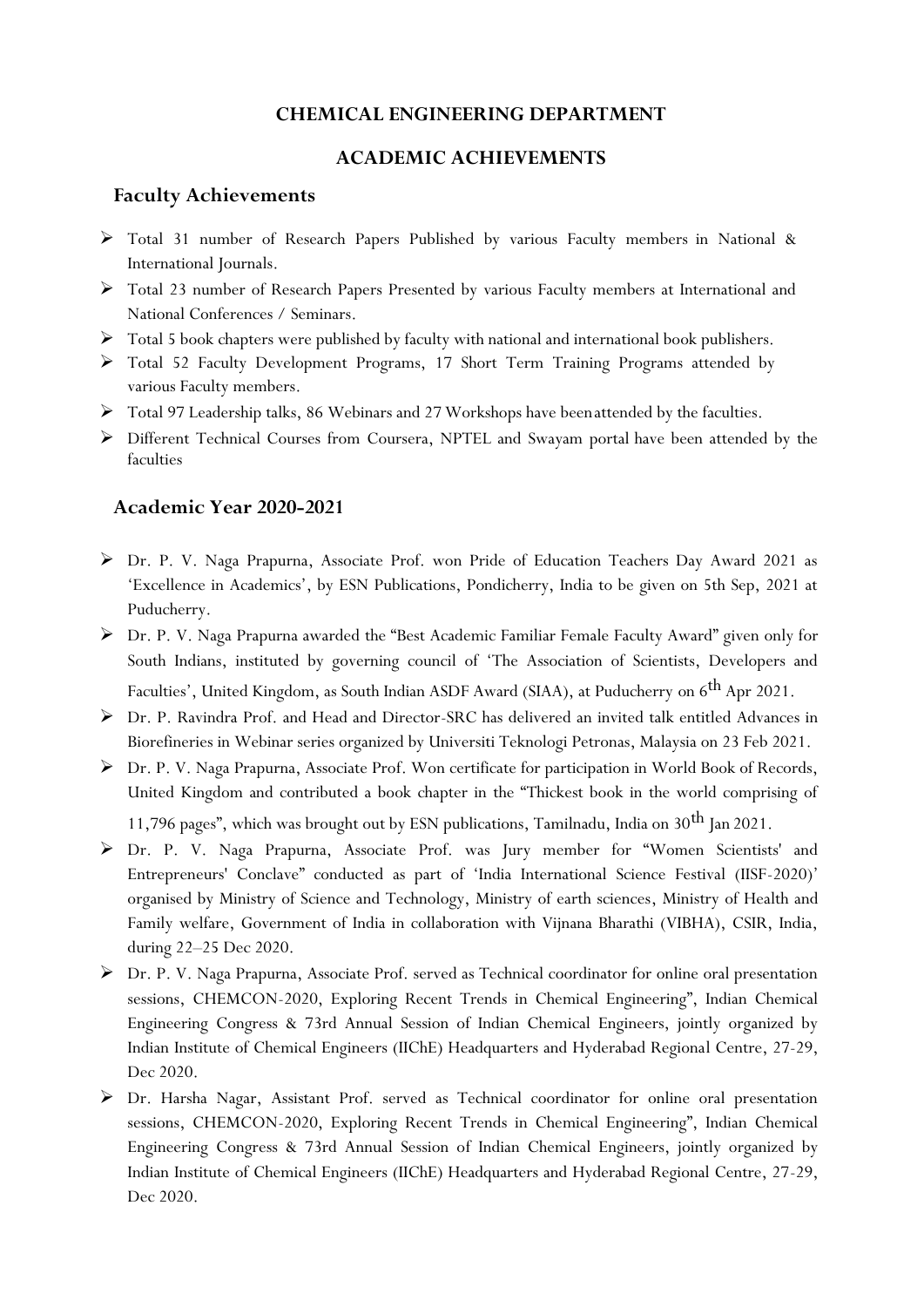# CHEMICAL ENGINEERING DEPARTMENT

## ACADEMIC ACHIEVEMENTS

### Faculty Achievements

- Total 31 number of Research Papers Published by various Faculty members in National & International Journals.
- Total 23 number of Research Papers Presented by various Faculty members at International and National Conferences / Seminars.
- Total 5 book chapters were published by faculty with national and international book publishers.
- Total 52 Faculty Development Programs, 17 Short Term Training Programs attended by various Faculty members.
- Total 97 Leadership talks, 86 Webinars and 27 Workshops have been attended by the faculties.
- Different Technical Courses from Coursera, NPTEL and Swayam portal have been attended by the faculties

### Academic Year 2020-2021

- Dr. P. V. Naga Prapurna, Associate Prof. won Pride of Education Teachers Day Award 2021 as 'Excellence in Academics', by ESN Publications, Pondicherry, India to be given on 5th Sep, 2021 at Puducherry.
- Dr. P. V. Naga Prapurna awarded the "Best Academic Familiar Female Faculty Award" given only for South Indians, instituted by governing council of 'The Association of Scientists, Developers and Faculties', United Kingdom, as South Indian ASDF Award (SIAA), at Puducherry on 6th Apr 2021.
- Dr. P. Ravindra Prof. and Head and Director-SRC has delivered an invited talk entitled Advances in Biorefineries in Webinar series organized by Universiti Teknologi Petronas, Malaysia on 23 Feb 2021.
- Dr. P. V. Naga Prapurna, Associate Prof. Won certificate for participation in World Book of Records, United Kingdom and contributed a book chapter in the "Thickest book in the world comprising of 11,796 pages", which was brought out by ESN publications, Tamilnadu, India on 30th Jan 2021.
- Dr. P. V. Naga Prapurna, Associate Prof. was Jury member for "Women Scientists' and Entrepreneurs' Conclave" conducted as part of 'India International Science Festival (IISF-2020)' organised by Ministry of Science and Technology, Ministry of earth sciences, Ministry of Health and Family welfare, Government of India in collaboration with Vijnana Bharathi (VIBHA), CSIR, India, during 22–25 Dec 2020.
- Dr. P. V. Naga Prapurna, Associate Prof. served as Technical coordinator for online oral presentation sessions, CHEMCON-2020, Exploring Recent Trends in Chemical Engineering", Indian Chemical Engineering Congress & 73rd Annual Session of Indian Chemical Engineers, jointly organized by Indian Institute of Chemical Engineers (IIChE) Headquarters and Hyderabad Regional Centre, 27-29, Dec 2020.
- Dr. Harsha Nagar, Assistant Prof. served as Technical coordinator for online oral presentation sessions, CHEMCON-2020, Exploring Recent Trends in Chemical Engineering", Indian Chemical Engineering Congress & 73rd Annual Session of Indian Chemical Engineers, jointly organized by Indian Institute of Chemical Engineers (IIChE) Headquarters and Hyderabad Regional Centre, 27-29, Dec 2020.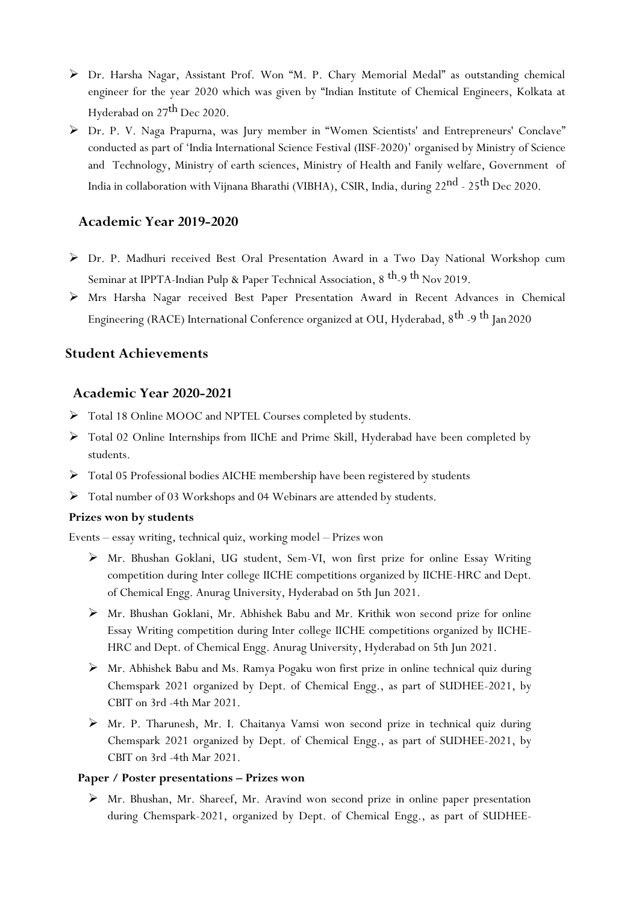- Dr. Harsha Nagar, Assistant Prof. Won "M. P. Chary Memorial Medal" as outstanding chemical engineer for the year 2020 which was given by "Indian Institute of Chemical Engineers, Kolkata at Hyderabad on 27th Dec 2020.
- Dr. P. V. Naga Prapurna, was Jury member in "Women Scientists' and Entrepreneurs' Conclave" conducted as part of 'India International Science Festival (IISF-2020)' organised by Ministry of Science and Technology, Ministry of earth sciences, Ministry of Health and Fanily welfare, Government of India in collaboration with Vijnana Bharathi (VIBHA), CSIR, India, during 22nd - 25th Dec 2020.

### Academic Year 2019-2020

- Dr. P. Madhuri received Best Oral Presentation Award in a Two Day National Workshop cum Seminar at IPPTA-Indian Pulp & Paper Technical Association, 8 th-9 th Nov 2019.
- Mrs Harsha Nagar received Best Paper Presentation Award in Recent Advances in Chemical Engineering (RACE) International Conference organized at OU, Hyderabad, 8th -9 th Jan 2020

## Student Achievements

### Academic Year 2020-2021

- Total 18 Online MOOC and NPTEL Courses completed by students.
- Total 02 Online Internships from IIChE and Prime Skill, Hyderabad have been completed by students.
- Total 05 Professional bodies AICHE membership have been registered by students
- Total number of 03 Workshops and 04 Webinars are attended by students.

**Prizes won by students**

Events – essay writing, technical quiz, working model – Prizes won

- Mr. Bhushan Goklani, UG student, Sem-VI, won first prize for online Essay Writing competition during Inter college IICHE competitions organized by IICHE-HRC and Dept. of Chemical Engg. Anurag University, Hyderabad on 5th Jun 2021.
- Mr. Bhushan Goklani, Mr. Abhishek Babu and Mr. Krithik won second prize for online Essay Writing competition during Inter college IICHE competitions organized by IICHE-HRC and Dept. of Chemical Engg. Anurag University, Hyderabad on 5th Jun 2021.
- Mr. Abhishek Babu and Ms. Ramya Pogaku won first prize in online technical quiz during Chemspark 2021 organized by Dept. of Chemical Engg., as part of SUDHEE-2021, by CBIT on 3rd -4th Mar 2021.
- Mr. P. Tharunesh, Mr. I. Chaitanya Vamsi won second prize in technical quiz during Chemspark 2021 organized by Dept. of Chemical Engg., as part of SUDHEE-2021, by CBIT on 3rd -4th Mar 2021.

**Paper / Poster presentations – Prizes won**

- Mr. Bhushan, Mr. Shareef, Mr. Aravind won second prize in online paper presentation during Chemspark-2021, organized by Dept. of Chemical Engg., as part of SUDHEE-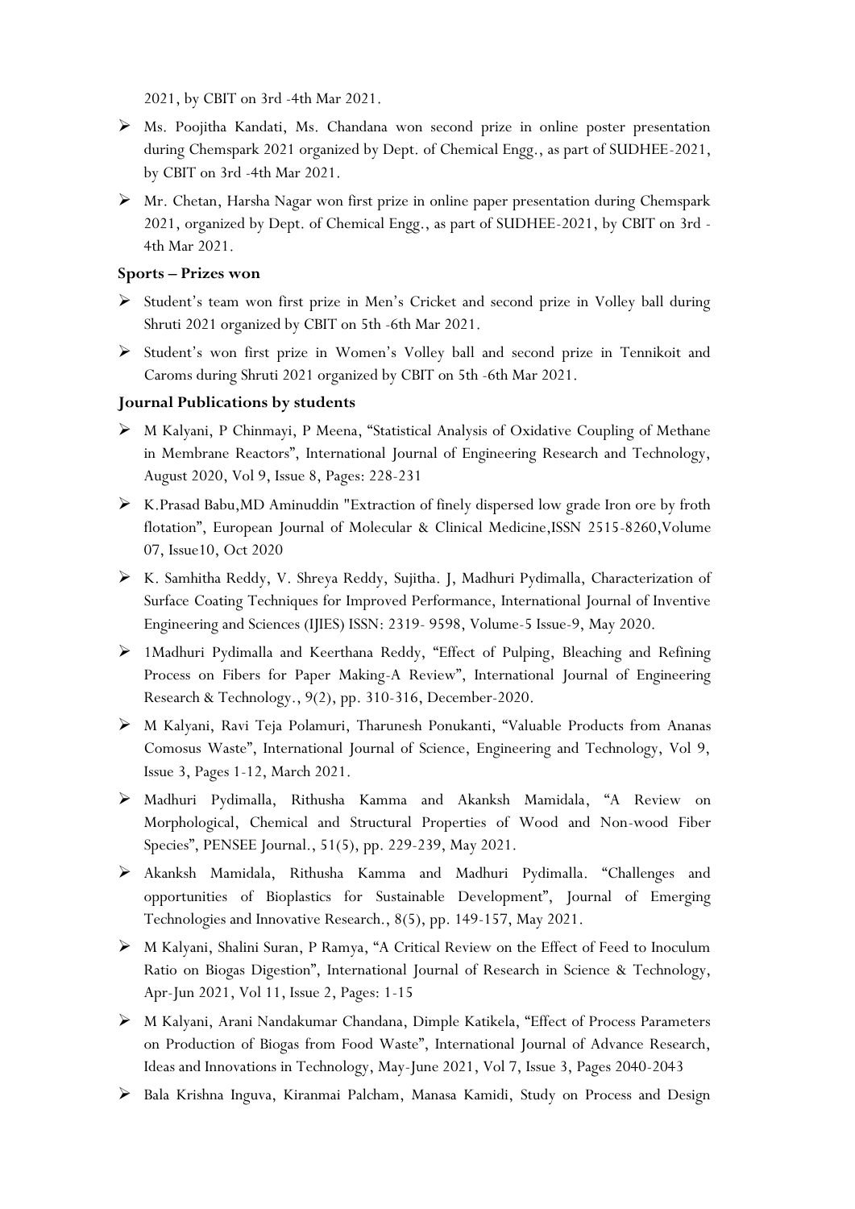2021, by CBIT on 3rd -4th Mar 2021.

- Ms. Poojitha Kandati, Ms. Chandana won second prize in online poster presentation during Chemspark 2021 organized by Dept. of Chemical Engg., as part of SUDHEE-2021, by CBIT on 3rd -4th Mar 2021.
- Mr. Chetan, Harsha Nagar won first prize in online paper presentation during Chemspark 2021, organized by Dept. of Chemical Engg., as part of SUDHEE-2021, by CBIT on 3rd - 4th Mar 2021.

**Sports – Prizes won**

- Student's team won first prize in Men's Cricket and second prize in Volley ball during Shruti 2021 organized by CBIT on 5th -6th Mar 2021.
- Student's won first prize in Women's Volley ball and second prize in Tennikoit and Caroms during Shruti 2021 organized by CBIT on 5th -6th Mar 2021.

**Journal Publications by students**

- M Kalyani, P Chinmayi, P Meena, "Statistical Analysis of Oxidative Coupling of Methane in Membrane Reactors", International Journal of Engineering Research and Technology, August 2020, Vol 9, Issue 8, Pages: 228-231
- K.Prasad Babu,MD Aminuddin "Extraction of finely dispersed low grade Iron ore by froth flotation", European Journal of Molecular & Clinical Medicine,ISSN 2515-8260,Volume 07, Issue10, Oct 2020
- K. Samhitha Reddy, V. Shreya Reddy, Sujitha. J, Madhuri Pydimalla, Characterization of Surface Coating Techniques for Improved Performance, International Journal of Inventive Engineering and Sciences (IJIES) ISSN: 2319- 9598, Volume-5 Issue-9, May 2020.
- 1Madhuri Pydimalla and Keerthana Reddy, "Effect of Pulping, Bleaching and Refining Process on Fibers for Paper Making-A Review", International Journal of Engineering Research & Technology., 9(2), pp. 310-316, December-2020.
- M Kalyani, Ravi Teja Polamuri, Tharunesh Ponukanti, "Valuable Products from Ananas Comosus Waste", International Journal of Science, Engineering and Technology, Vol 9, Issue 3, Pages 1-12, March 2021.
- Madhuri Pydimalla, Rithusha Kamma and Akanksh Mamidala, "A Review on Morphological, Chemical and Structural Properties of Wood and Non-wood Fiber Species", PENSEE Journal., 51(5), pp. 229-239, May 2021.
- Akanksh Mamidala, Rithusha Kamma and Madhuri Pydimalla. "Challenges and opportunities of Bioplastics for Sustainable Development", Journal of Emerging Technologies and Innovative Research., 8(5), pp. 149-157, May 2021.
- M Kalyani, Shalini Suran, P Ramya, "A Critical Review on the Effect of Feed to Inoculum Ratio on Biogas Digestion", International Journal of Research in Science & Technology, Apr-Jun 2021, Vol 11, Issue 2, Pages: 1-15
- M Kalyani, Arani Nandakumar Chandana, Dimple Katikela, "Effect of Process Parameters on Production of Biogas from Food Waste", International Journal of Advance Research, Ideas and Innovations in Technology, May-June 2021, Vol 7, Issue 3, Pages 2040-2043
- Bala Krishna Inguva, Kiranmai Palcham, Manasa Kamidi, Study on Process and Design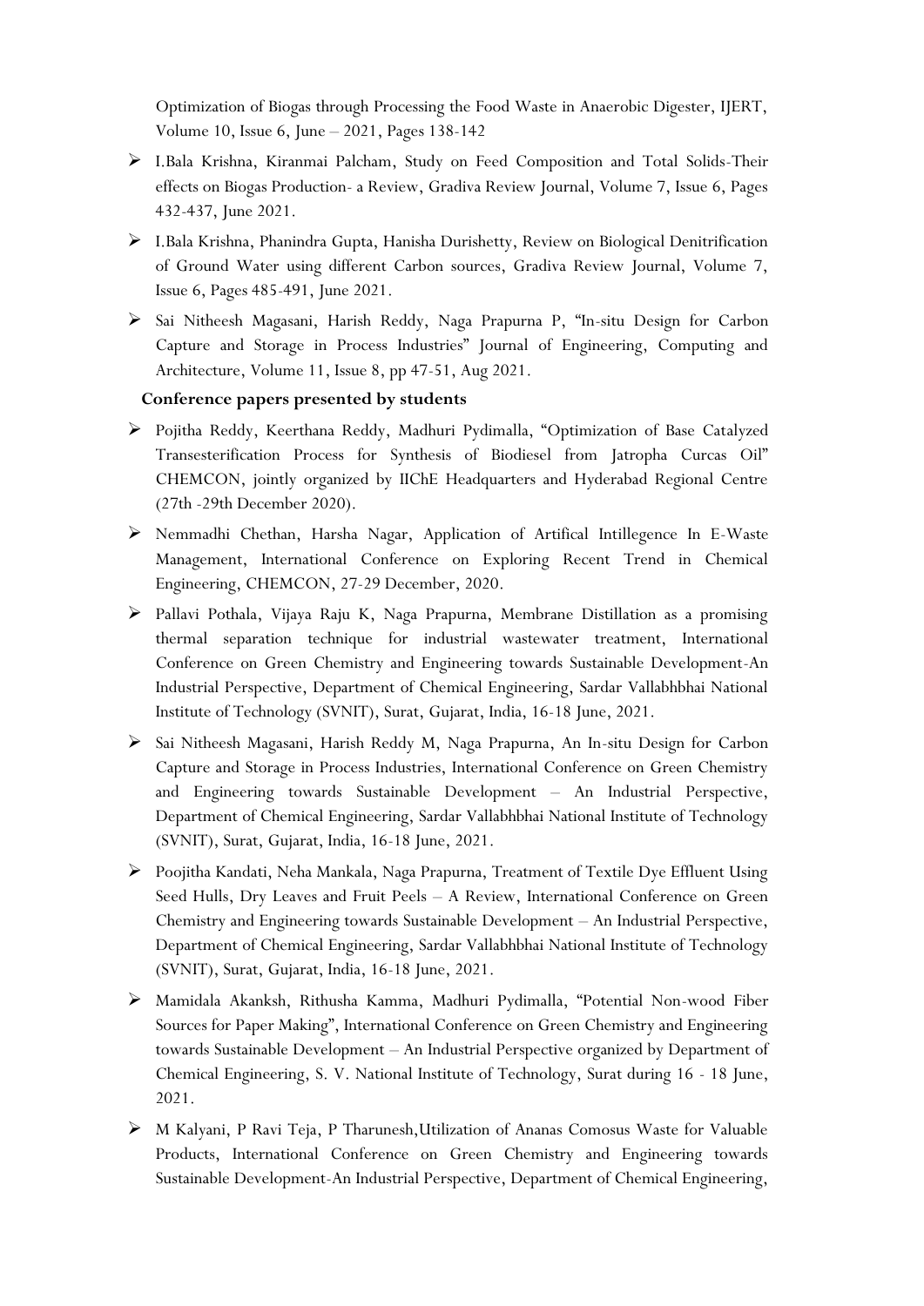Optimization of Biogas through Processing the Food Waste in Anaerobic Digester, IJERT, Volume 10, Issue 6, June – 2021, Pages 138-142

- I.Bala Krishna, Kiranmai Palcham, Study on Feed Composition and Total Solids-Their effects on Biogas Production- a Review, Gradiva Review Journal, Volume 7, Issue 6, Pages 432-437, June 2021.
- I.Bala Krishna, Phanindra Gupta, Hanisha Durishetty, Review on Biological Denitrification of Ground Water using different Carbon sources, Gradiva Review Journal, Volume 7, Issue 6, Pages 485-491, June 2021.
- Sai Nitheesh Magasani, Harish Reddy, Naga Prapurna P, "In-situ Design for Carbon Capture and Storage in Process Industries" Journal of Engineering, Computing and Architecture, Volume 11, Issue 8, pp 47-51, Aug 2021.

**Conference papers presented by students**

- Pojitha Reddy, Keerthana Reddy, Madhuri Pydimalla, "Optimization of Base Catalyzed Transesterification Process for Synthesis of Biodiesel from Jatropha Curcas Oil" CHEMCON, jointly organized by IIChE Headquarters and Hyderabad Regional Centre (27th -29th December 2020).
- Nemmadhi Chethan, Harsha Nagar, Application of Artifical Intillegence In E-Waste Management, International Conference on Exploring Recent Trend in Chemical Engineering, CHEMCON, 27-29 December, 2020.
- Pallavi Pothala, Vijaya Raju K, Naga Prapurna, Membrane Distillation as a promising thermal separation technique for industrial wastewater treatment, International Conference on Green Chemistry and Engineering towards Sustainable Development-An Industrial Perspective, Department of Chemical Engineering, Sardar Vallabhbhai National Institute of Technology (SVNIT), Surat, Gujarat, India, 16-18 June, 2021.
- Sai Nitheesh Magasani, Harish Reddy M, Naga Prapurna, An In-situ Design for Carbon Capture and Storage in Process Industries, International Conference on Green Chemistry and Engineering towards Sustainable Development – An Industrial Perspective, Department of Chemical Engineering, Sardar Vallabhbhai National Institute of Technology (SVNIT), Surat, Gujarat, India, 16-18 June, 2021.
- Poojitha Kandati, Neha Mankala, Naga Prapurna, Treatment of Textile Dye Effluent Using Seed Hulls, Dry Leaves and Fruit Peels – A Review, International Conference on Green Chemistry and Engineering towards Sustainable Development – An Industrial Perspective, Department of Chemical Engineering, Sardar Vallabhbhai National Institute of Technology (SVNIT), Surat, Gujarat, India, 16-18 June, 2021.
- Mamidala Akanksh, Rithusha Kamma, Madhuri Pydimalla, "Potential Non-wood Fiber Sources for Paper Making", International Conference on Green Chemistry and Engineering towards Sustainable Development – An Industrial Perspective organized by Department of Chemical Engineering, S. V. National Institute of Technology, Surat during 16 - 18 June, 2021.
- M Kalyani, P Ravi Teja, P Tharunesh,Utilization of Ananas Comosus Waste for Valuable Products, International Conference on Green Chemistry and Engineering towards Sustainable Development-An Industrial Perspective, Department of Chemical Engineering,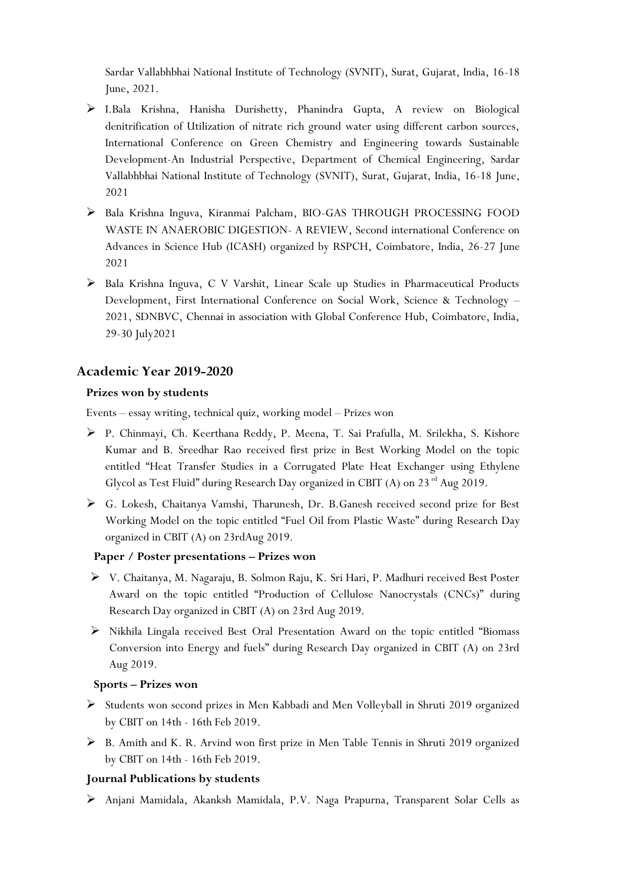Sardar Vallabhbhai National Institute of Technology (SVNIT), Surat, Gujarat, India, 16-18 June, 2021.

- I.Bala Krishna, Hanisha Durishetty, Phanindra Gupta, A review on Biological denitrification of Utilization of nitrate rich ground water using different carbon sources, International Conference on Green Chemistry and Engineering towards Sustainable Development-An Industrial Perspective, Department of Chemical Engineering, Sardar Vallabhbhai National Institute of Technology (SVNIT), Surat, Gujarat, India, 16-18 June, 2021
- Bala Krishna Inguva, Kiranmai Palcham, BIO-GAS THROUGH PROCESSING FOOD WASTE IN ANAEROBIC DIGESTION- A REVIEW, Second international Conference on Advances in Science Hub (ICASH) organized by RSPCH, Coimbatore, India, 26-27 June 2021
- Bala Krishna Inguva, C V Varshit, Linear Scale up Studies in Pharmaceutical Products Development, First International Conference on Social Work, Science & Technology – 2021, SDNBVC, Chennai in association with Global Conference Hub, Coimbatore, India, 29-30 July2021

## Academic Year 2019-2020

### Prizes won by students

Events – essay writing, technical quiz, working model – Prizes won

- P. Chinmayi, Ch. Keerthana Reddy, P. Meena, T. Sai Prafulla, M. Srilekha, S. Kishore Kumar and B. Sreedhar Rao received first prize in Best Working Model on the topic entitled "Heat Transfer Studies in a Corrugated Plate Heat Exchanger using Ethylene Glycol as Test Fluid" during Research Day organized in CBIT (A) on 23rd Aug 2019.
- G. Lokesh, Chaitanya Vamshi, Tharunesh, Dr. B.Ganesh received second prize for Best Working Model on the topic entitled "Fuel Oil from Plastic Waste" during Research Day organized in CBIT (A) on 23rdAug 2019.

### Paper / Poster presentations – Prizes won

- V. Chaitanya, M. Nagaraju, B. Solmon Raju, K. Sri Hari, P. Madhuri received Best Poster Award on the topic entitled "Production of Cellulose Nanocrystals (CNCs)" during Research Day organized in CBIT (A) on 23rd Aug 2019.
- Nikhila Lingala received Best Oral Presentation Award on the topic entitled "Biomass Conversion into Energy and fuels" during Research Day organized in CBIT (A) on 23rd Aug 2019.

### Sports – Prizes won

- Students won second prizes in Men Kabbadi and Men Volleyball in Shruti 2019 organized by CBIT on 14th - 16th Feb 2019.
- B. Amith and K. R. Arvind won first prize in Men Table Tennis in Shruti 2019 organized by CBIT on 14th - 16th Feb 2019.

### Journal Publications by students

- Anjani Mamidala, Akanksh Mamidala, P.V. Naga Prapurna, Transparent Solar Cells as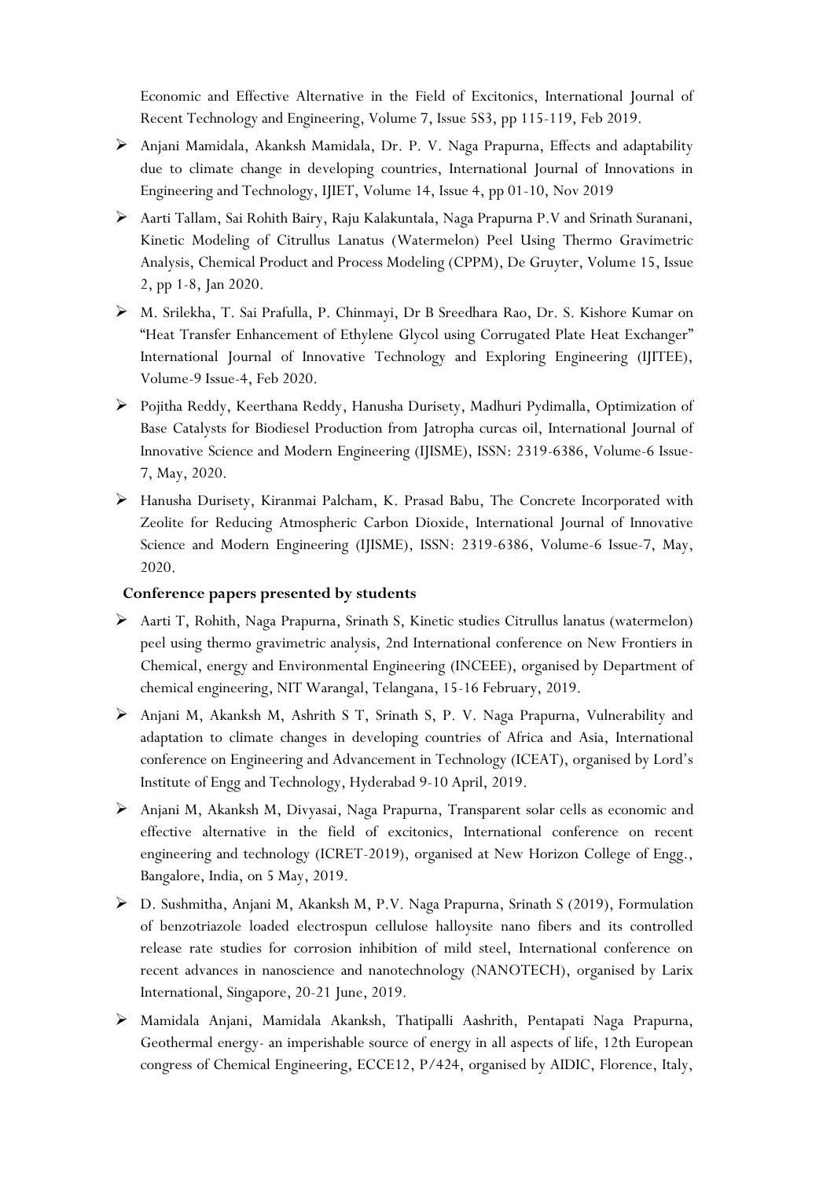Economic and Effective Alternative in the Field of Excitonics, International Journal of Recent Technology and Engineering, Volume 7, Issue 5S3, pp 115-119, Feb 2019.

- Anjani Mamidala, Akanksh Mamidala, Dr. P. V. Naga Prapurna, Effects and adaptability due to climate change in developing countries, International Journal of Innovations in Engineering and Technology, IJIET, Volume 14, Issue 4, pp 01-10, Nov 2019
- Aarti Tallam, Sai Rohith Bairy, Raju Kalakuntala, Naga Prapurna P.V and Srinath Suranani, Kinetic Modeling of Citrullus Lanatus (Watermelon) Peel Using Thermo Gravimetric Analysis, Chemical Product and Process Modeling (CPPM), De Gruyter, Volume 15, Issue 2, pp 1-8, Jan 2020.
- M. Srilekha, T. Sai Prafulla, P. Chinmayi, Dr B Sreedhara Rao, Dr. S. Kishore Kumar on "Heat Transfer Enhancement of Ethylene Glycol using Corrugated Plate Heat Exchanger" International Journal of Innovative Technology and Exploring Engineering (IJITEE), Volume-9 Issue-4, Feb 2020.
- Pojitha Reddy, Keerthana Reddy, Hanusha Durisety, Madhuri Pydimalla, Optimization of Base Catalysts for Biodiesel Production from Jatropha curcas oil, International Journal of Innovative Science and Modern Engineering (IJISME), ISSN: 2319-6386, Volume-6 Issue-7, May, 2020.
- Hanusha Durisety, Kiranmai Palcham, K. Prasad Babu, The Concrete Incorporated with Zeolite for Reducing Atmospheric Carbon Dioxide, International Journal of Innovative Science and Modern Engineering (IJISME), ISSN: 2319-6386, Volume-6 Issue-7, May, 2020.

**Conference papers presented by students**

- Aarti T, Rohith, Naga Prapurna, Srinath S, Kinetic studies Citrullus lanatus (watermelon) peel using thermo gravimetric analysis, 2nd International conference on New Frontiers in Chemical, energy and Environmental Engineering (INCEEE), organised by Department of chemical engineering, NIT Warangal, Telangana, 15-16 February, 2019.
- Anjani M, Akanksh M, Ashrith S T, Srinath S, P. V. Naga Prapurna, Vulnerability and adaptation to climate changes in developing countries of Africa and Asia, International conference on Engineering and Advancement in Technology (ICEAT), organised by Lord's Institute of Engg and Technology, Hyderabad 9-10 April, 2019.
- Anjani M, Akanksh M, Divyasai, Naga Prapurna, Transparent solar cells as economic and effective alternative in the field of excitonics, International conference on recent engineering and technology (ICRET-2019), organised at New Horizon College of Engg., Bangalore, India, on 5 May, 2019.
- D. Sushmitha, Anjani M, Akanksh M, P.V. Naga Prapurna, Srinath S (2019), Formulation of benzotriazole loaded electrospun cellulose halloysite nano fibers and its controlled release rate studies for corrosion inhibition of mild steel, International conference on recent advances in nanoscience and nanotechnology (NANOTECH), organised by Larix International, Singapore, 20-21 June, 2019.
- Mamidala Anjani, Mamidala Akanksh, Thatipalli Aashrith, Pentapati Naga Prapurna, Geothermal energy- an imperishable source of energy in all aspects of life, 12th European congress of Chemical Engineering, ECCE12, P/424, organised by AIDIC, Florence, Italy,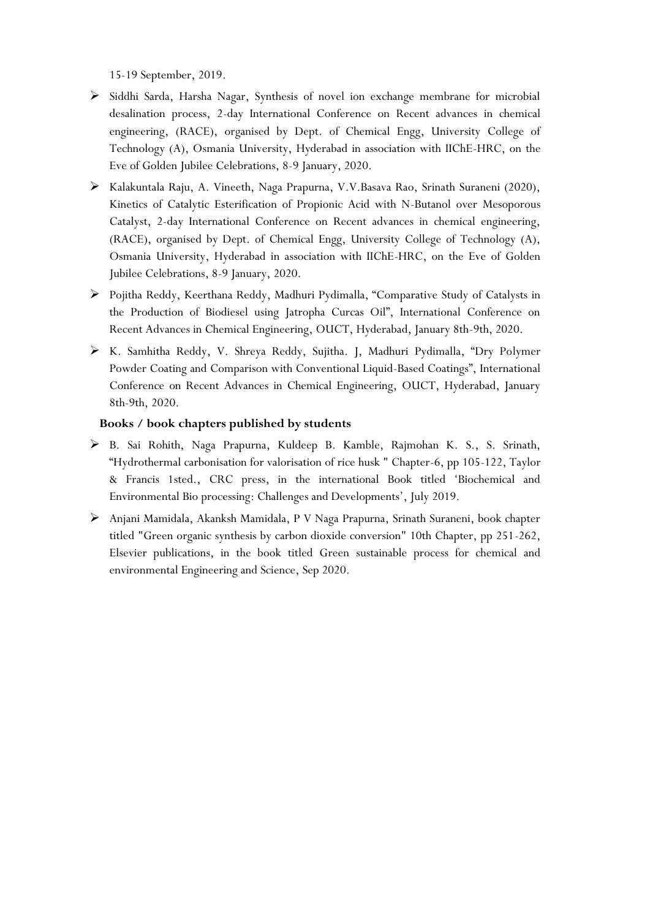15-19 September, 2019.

- Siddhi Sarda, Harsha Nagar, Synthesis of novel ion exchange membrane for microbial desalination process, 2-day International Conference on Recent advances in chemical engineering, (RACE), organised by Dept. of Chemical Engg, University College of Technology (A), Osmania University, Hyderabad in association with IIChE-HRC, on the Eve of Golden Jubilee Celebrations, 8-9 January, 2020.
- Kalakuntala Raju, A. Vineeth, Naga Prapurna, V.V.Basava Rao, Srinath Suraneni (2020), Kinetics of Catalytic Esterification of Propionic Acid with N-Butanol over Mesoporous Catalyst, 2-day International Conference on Recent advances in chemical engineering, (RACE), organised by Dept. of Chemical Engg, University College of Technology (A), Osmania University, Hyderabad in association with IIChE-HRC, on the Eve of Golden Jubilee Celebrations, 8-9 January, 2020.
- Pojitha Reddy, Keerthana Reddy, Madhuri Pydimalla, "Comparative Study of Catalysts in the Production of Biodiesel using Jatropha Curcas Oil", International Conference on Recent Advances in Chemical Engineering, OUCT, Hyderabad, January 8th-9th, 2020.
- K. Samhitha Reddy, V. Shreya Reddy, Sujitha. J, Madhuri Pydimalla, "Dry Polymer Powder Coating and Comparison with Conventional Liquid-Based Coatings", International Conference on Recent Advances in Chemical Engineering, OUCT, Hyderabad, January 8th-9th, 2020.

**Books / book chapters published by students**

- B. Sai Rohith, Naga Prapurna, Kuldeep B. Kamble, Rajmohan K. S., S. Srinath, "Hydrothermal carbonisation for valorisation of rice husk " Chapter-6, pp 105-122, Taylor & Francis 1sted., CRC press, in the international Book titled 'Biochemical and Environmental Bio processing: Challenges and Developments', July 2019.
- Anjani Mamidala, Akanksh Mamidala, P V Naga Prapurna, Srinath Suraneni, book chapter titled "Green organic synthesis by carbon dioxide conversion" 10th Chapter, pp 251-262, Elsevier publications, in the book titled Green sustainable process for chemical and environmental Engineering and Science, Sep 2020.